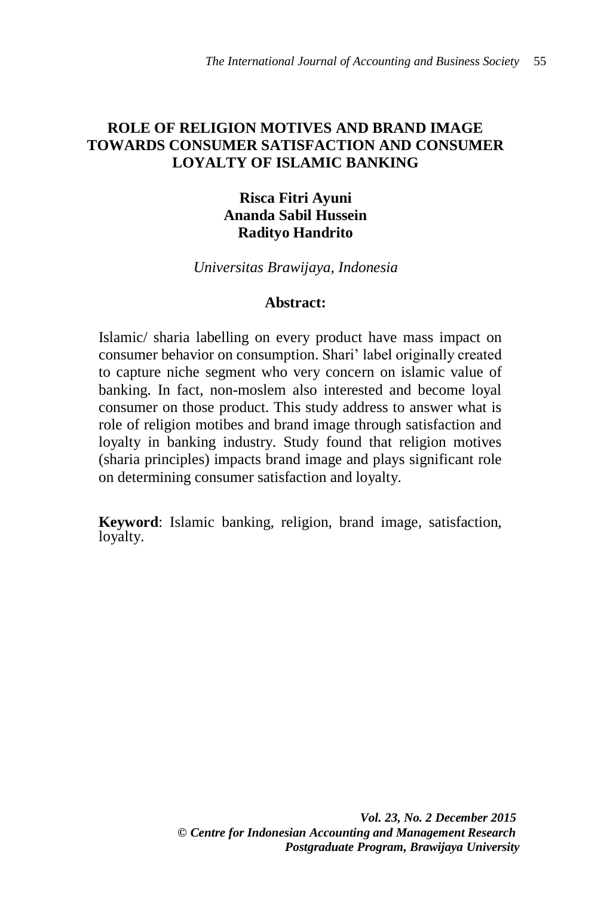# ROLE OF RELIGION MOTIVES AND BRAND IMAGE TOWARDS CONSUMER SATISFACTION AND CONSUMER LOYALTY OF ISLAMIC BANKING

**Risca Fitri Ayuni**
**Ananda Sabil Hussein**
**Radityo Handrito**

*Universitas Brawijaya, Indonesia*

**Abstract:**

Islamic/ sharia labelling on every product have mass impact on consumer behavior on consumption. Shari' label originally created to capture niche segment who very concern on islamic value of banking. In fact, non-moslem also interested and become loyal consumer on those product. This study address to answer what is role of religion motibes and brand image through satisfaction and loyalty in banking industry. Study found that religion motives (sharia principles) impacts brand image and plays significant role on determining consumer satisfaction and loyalty.

**Keyword**: Islamic banking, religion, brand image, satisfaction, loyalty.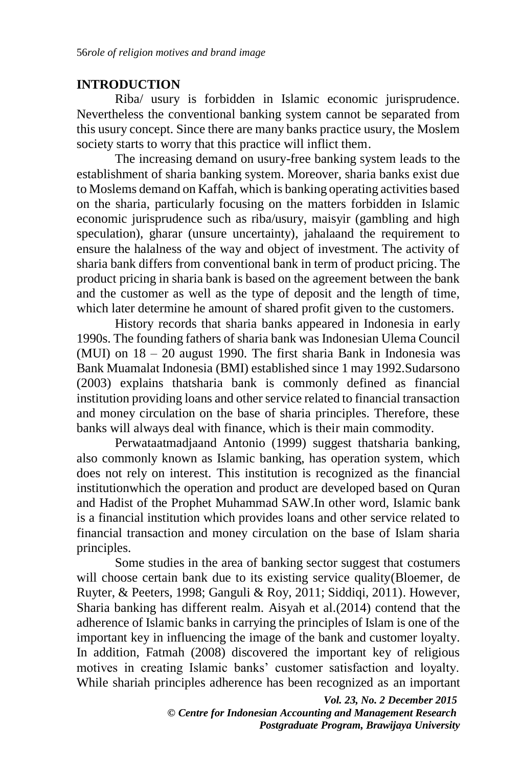## INTRODUCTION

Riba/ usury is forbidden in Islamic economic jurisprudence. Nevertheless the conventional banking system cannot be separated from this usury concept. Since there are many banks practice usury, the Moslem society starts to worry that this practice will inflict them.

The increasing demand on usury-free banking system leads to the establishment of sharia banking system. Moreover, sharia banks exist due to Moslems demand on Kaffah, which is banking operating activities based on the sharia, particularly focusing on the matters forbidden in Islamic economic jurisprudence such as riba/usury, maisyir (gambling and high speculation), gharar (unsure uncertainty), jahalaand the requirement to ensure the halalness of the way and object of investment. The activity of sharia bank differs from conventional bank in term of product pricing. The product pricing in sharia bank is based on the agreement between the bank and the customer as well as the type of deposit and the length of time, which later determine he amount of shared profit given to the customers.

History records that sharia banks appeared in Indonesia in early 1990s. The founding fathers of sharia bank was Indonesian Ulema Council (MUI) on 18 – 20 august 1990. The first sharia Bank in Indonesia was Bank Muamalat Indonesia (BMI) established since 1 may 1992.Sudarsono (2003) explains thatsharia bank is commonly defined as financial institution providing loans and other service related to financial transaction and money circulation on the base of sharia principles. Therefore, these banks will always deal with finance, which is their main commodity.

Perwataatmadjaand Antonio (1999) suggest thatsharia banking, also commonly known as Islamic banking, has operation system, which does not rely on interest. This institution is recognized as the financial institutionwhich the operation and product are developed based on Quran and Hadist of the Prophet Muhammad SAW.In other word, Islamic bank is a financial institution which provides loans and other service related to financial transaction and money circulation on the base of Islam sharia principles.

Some studies in the area of banking sector suggest that costumers will choose certain bank due to its existing service quality(Bloemer, de Ruyter, & Peeters, 1998; Ganguli & Roy, 2011; Siddiqi, 2011). However, Sharia banking has different realm. Aisyah et al.(2014) contend that the adherence of Islamic banks in carrying the principles of Islam is one of the important key in influencing the image of the bank and customer loyalty. In addition, Fatmah (2008) discovered the important key of religious motives in creating Islamic banks' customer satisfaction and loyalty. While shariah principles adherence has been recognized as an important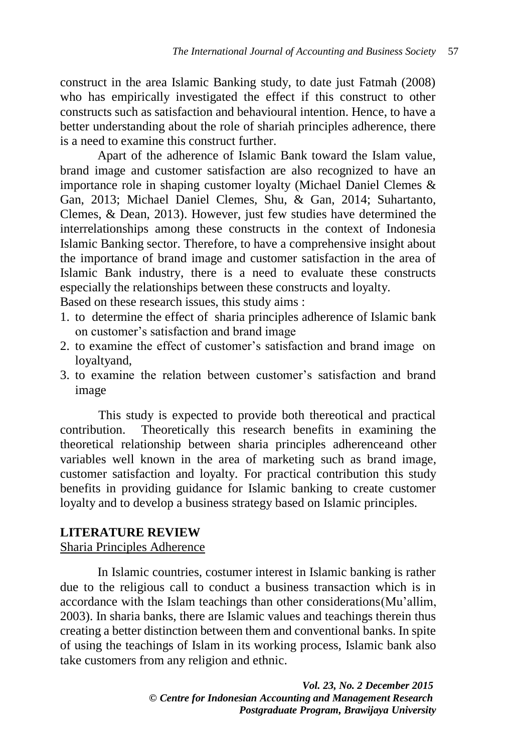construct in the area Islamic Banking study, to date just Fatmah (2008) who has empirically investigated the effect if this construct to other constructs such as satisfaction and behavioural intention. Hence, to have a better understanding about the role of shariah principles adherence, there is a need to examine this construct further.

Apart of the adherence of Islamic Bank toward the Islam value, brand image and customer satisfaction are also recognized to have an importance role in shaping customer loyalty (Michael Daniel Clemes & Gan, 2013; Michael Daniel Clemes, Shu, & Gan, 2014; Suhartanto, Clemes, & Dean, 2013). However, just few studies have determined the interrelationships among these constructs in the context of Indonesia Islamic Banking sector. Therefore, to have a comprehensive insight about the importance of brand image and customer satisfaction in the area of Islamic Bank industry, there is a need to evaluate these constructs especially the relationships between these constructs and loyalty.

Based on these research issues, this study aims :

1. to determine the effect of sharia principles adherence of Islamic bank on customer's satisfaction and brand image
2. to examine the effect of customer's satisfaction and brand image on loyaltyand,
3. to examine the relation between customer's satisfaction and brand image

This study is expected to provide both thereotical and practical contribution. Theoretically this research benefits in examining the theoretical relationship between sharia principles adherenceand other variables well known in the area of marketing such as brand image, customer satisfaction and loyalty. For practical contribution this study benefits in providing guidance for Islamic banking to create customer loyalty and to develop a business strategy based on Islamic principles.

## LITERATURE REVIEW

### Sharia Principles Adherence

In Islamic countries, costumer interest in Islamic banking is rather due to the religious call to conduct a business transaction which is in accordance with the Islam teachings than other considerations(Mu'allim, 2003). In sharia banks, there are Islamic values and teachings therein thus creating a better distinction between them and conventional banks. In spite of using the teachings of Islam in its working process, Islamic bank also take customers from any religion and ethnic.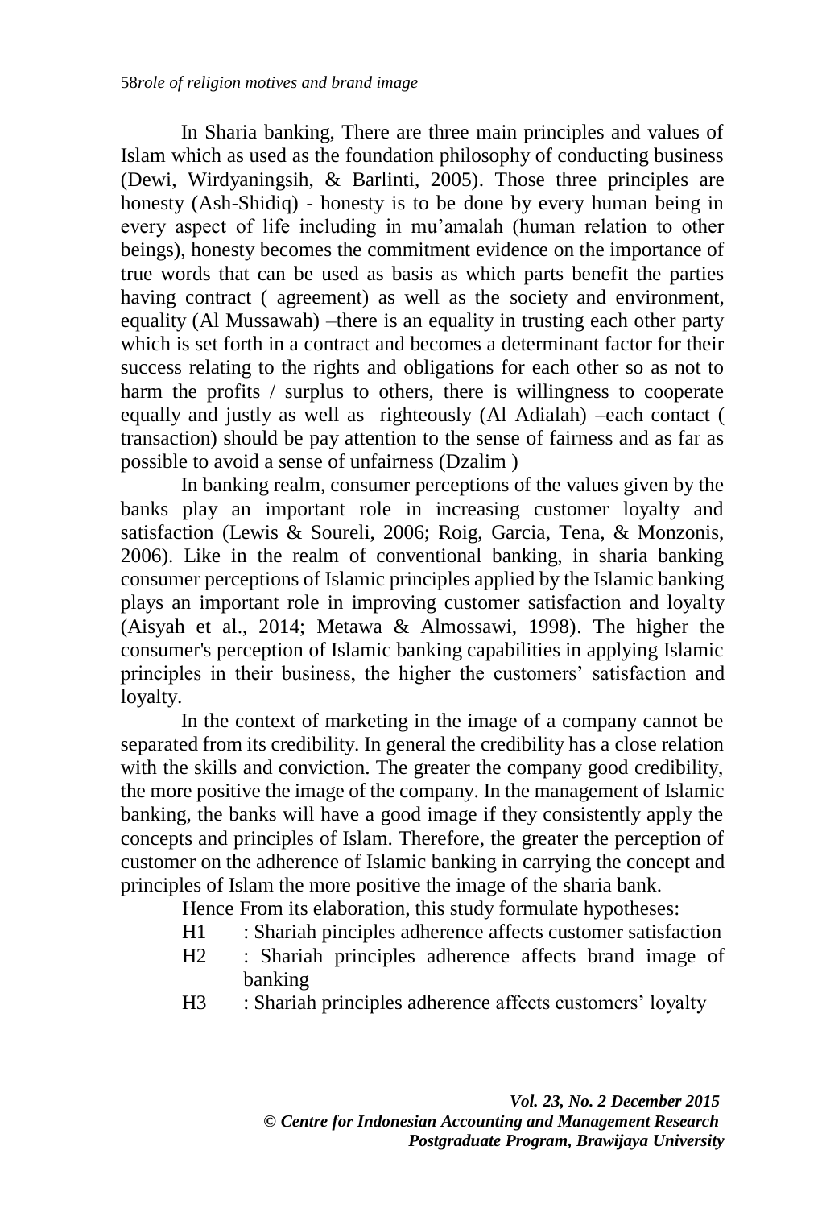In Sharia banking, There are three main principles and values of Islam which as used as the foundation philosophy of conducting business (Dewi, Wirdyaningsih, & Barlinti, 2005). Those three principles are honesty (Ash-Shidiq) - honesty is to be done by every human being in every aspect of life including in mu'amalah (human relation to other beings), honesty becomes the commitment evidence on the importance of true words that can be used as basis as which parts benefit the parties having contract ( agreement) as well as the society and environment, equality (Al Mussawah) –there is an equality in trusting each other party which is set forth in a contract and becomes a determinant factor for their success relating to the rights and obligations for each other so as not to harm the profits / surplus to others, there is willingness to cooperate equally and justly as well as righteously (Al Adialah) –each contact ( transaction) should be pay attention to the sense of fairness and as far as possible to avoid a sense of unfairness (Dzalim )

In banking realm, consumer perceptions of the values given by the banks play an important role in increasing customer loyalty and satisfaction (Lewis & Soureli, 2006; Roig, Garcia, Tena, & Monzonis, 2006). Like in the realm of conventional banking, in sharia banking consumer perceptions of Islamic principles applied by the Islamic banking plays an important role in improving customer satisfaction and loyalty (Aisyah et al., 2014; Metawa & Almossawi, 1998). The higher the consumer's perception of Islamic banking capabilities in applying Islamic principles in their business, the higher the customers' satisfaction and loyalty.

In the context of marketing in the image of a company cannot be separated from its credibility. In general the credibility has a close relation with the skills and conviction. The greater the company good credibility, the more positive the image of the company. In the management of Islamic banking, the banks will have a good image if they consistently apply the concepts and principles of Islam. Therefore, the greater the perception of customer on the adherence of Islamic banking in carrying the concept and principles of Islam the more positive the image of the sharia bank.

Hence From its elaboration, this study formulate hypotheses:

- H1 : Shariah pinciples adherence affects customer satisfaction
- H2 : Shariah principles adherence affects brand image of banking
- H3 : Shariah principles adherence affects customers' loyalty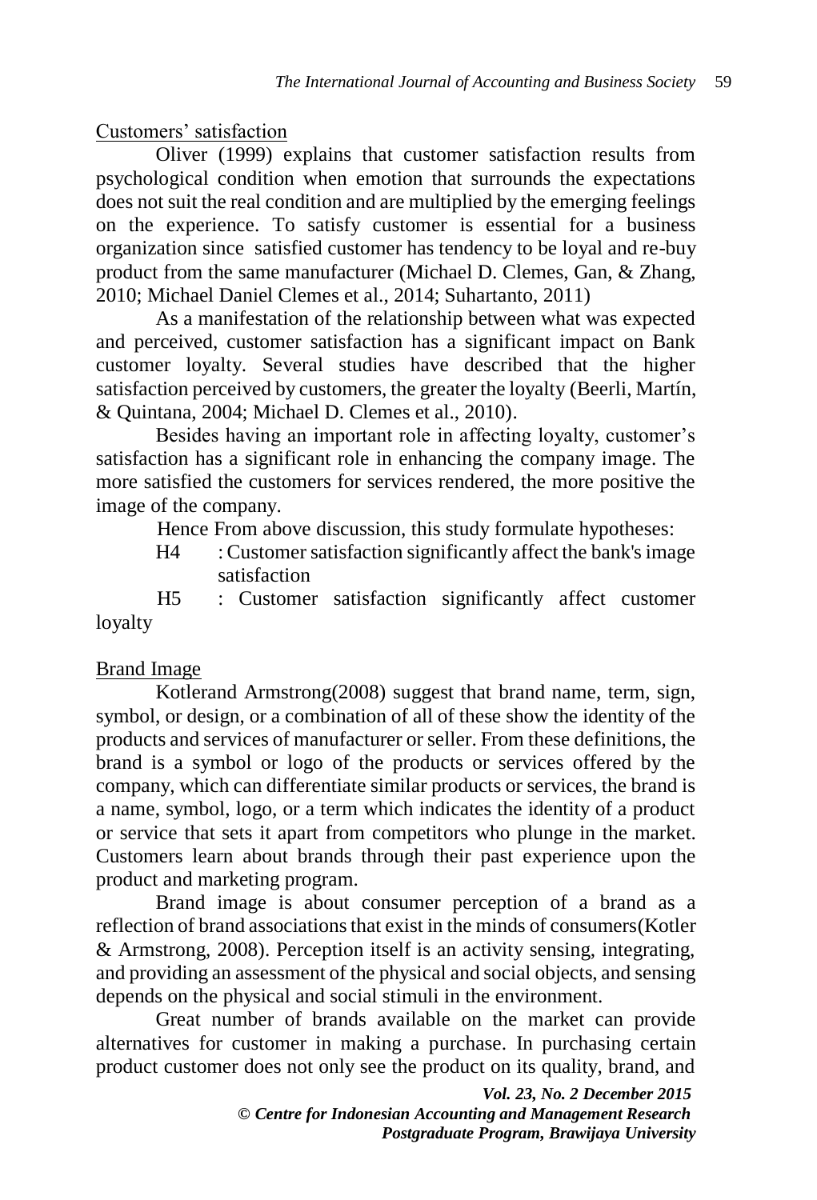Customers' satisfaction

Oliver (1999) explains that customer satisfaction results from psychological condition when emotion that surrounds the expectations does not suit the real condition and are multiplied by the emerging feelings on the experience. To satisfy customer is essential for a business organization since satisfied customer has tendency to be loyal and re-buy product from the same manufacturer (Michael D. Clemes, Gan, & Zhang, 2010; Michael Daniel Clemes et al., 2014; Suhartanto, 2011)

As a manifestation of the relationship between what was expected and perceived, customer satisfaction has a significant impact on Bank customer loyalty. Several studies have described that the higher satisfaction perceived by customers, the greater the loyalty (Beerli, Martín, & Quintana, 2004; Michael D. Clemes et al., 2010).

Besides having an important role in affecting loyalty, customer's satisfaction has a significant role in enhancing the company image. The more satisfied the customers for services rendered, the more positive the image of the company.

Hence From above discussion, this study formulate hypotheses:

H4 : Customer satisfaction significantly affect the bank's image satisfaction

H5 : Customer satisfaction significantly affect customer loyalty

Brand Image

Kotlerand Armstrong(2008) suggest that brand name, term, sign, symbol, or design, or a combination of all of these show the identity of the products and services of manufacturer or seller. From these definitions, the brand is a symbol or logo of the products or services offered by the company, which can differentiate similar products or services, the brand is a name, symbol, logo, or a term which indicates the identity of a product or service that sets it apart from competitors who plunge in the market. Customers learn about brands through their past experience upon the product and marketing program.

Brand image is about consumer perception of a brand as a reflection of brand associations that exist in the minds of consumers(Kotler & Armstrong, 2008). Perception itself is an activity sensing, integrating, and providing an assessment of the physical and social objects, and sensing depends on the physical and social stimuli in the environment.

Great number of brands available on the market can provide alternatives for customer in making a purchase. In purchasing certain product customer does not only see the product on its quality, brand, and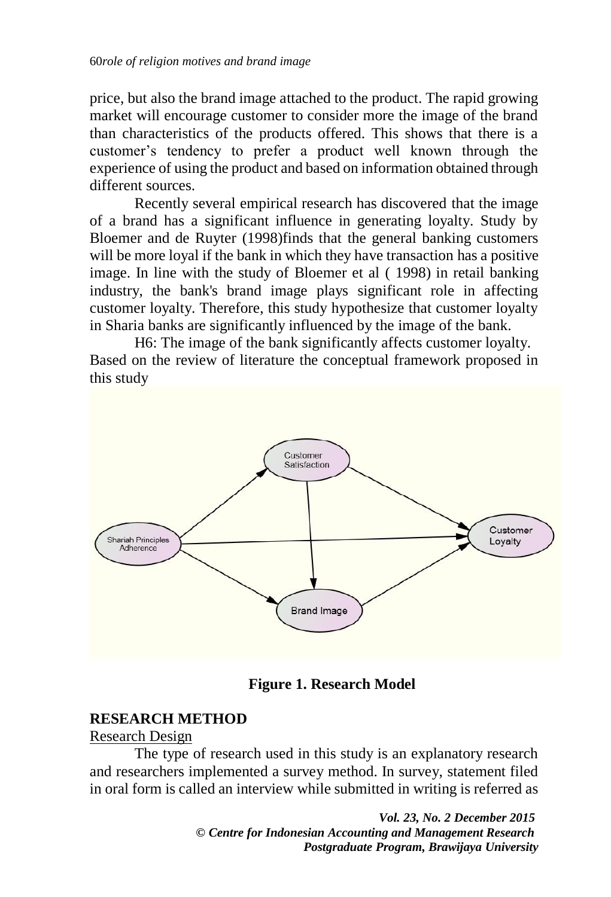price, but also the brand image attached to the product. The rapid growing market will encourage customer to consider more the image of the brand than characteristics of the products offered. This shows that there is a customer's tendency to prefer a product well known through the experience of using the product and based on information obtained through different sources.

Recently several empirical research has discovered that the image of a brand has a significant influence in generating loyalty. Study by Bloemer and de Ruyter (1998)finds that the general banking customers will be more loyal if the bank in which they have transaction has a positive image. In line with the study of Bloemer et al ( 1998) in retail banking industry, the bank's brand image plays significant role in affecting customer loyalty. Therefore, this study hypothesize that customer loyalty in Sharia banks are significantly influenced by the image of the bank.

H6: The image of the bank significantly affects customer loyalty.

Based on the review of literature the conceptual framework proposed in this study

**Figure 1. Research Model**

## RESEARCH METHOD

### Research Design

The type of research used in this study is an explanatory research and researchers implemented a survey method. In survey, statement filed in oral form is called an interview while submitted in writing is referred as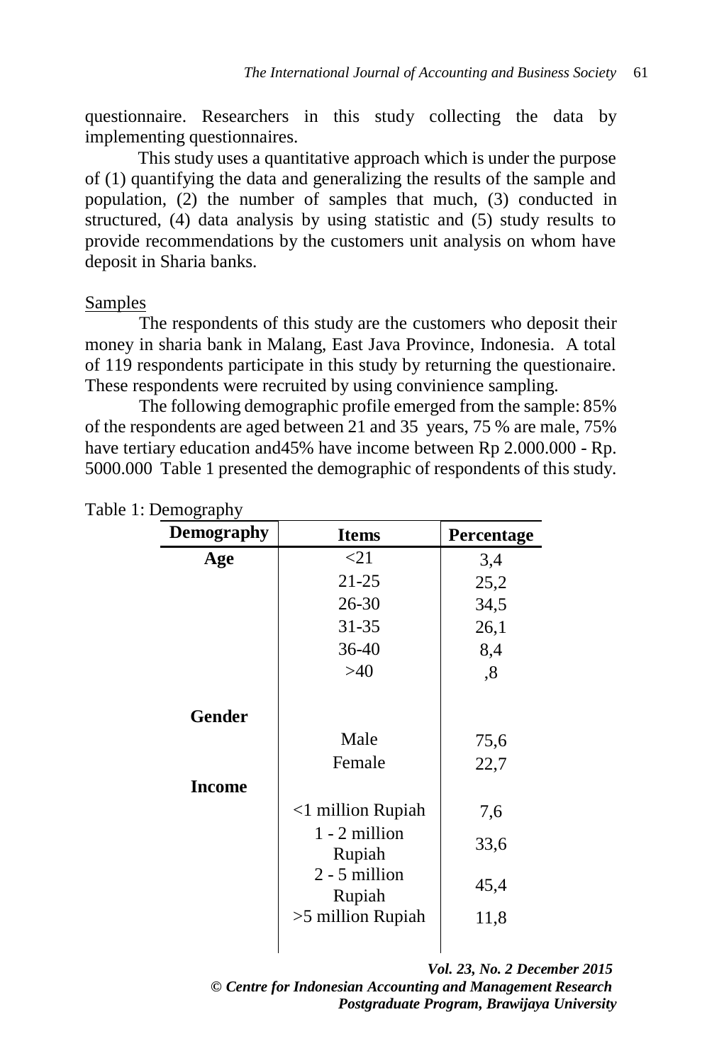questionnaire. Researchers in this study collecting the data by implementing questionnaires.

This study uses a quantitative approach which is under the purpose of (1) quantifying the data and generalizing the results of the sample and population, (2) the number of samples that much, (3) conducted in structured, (4) data analysis by using statistic and (5) study results to provide recommendations by the customers unit analysis on whom have deposit in Sharia banks.

Samples

The respondents of this study are the customers who deposit their money in sharia bank in Malang, East Java Province, Indonesia. A total of 119 respondents participate in this study by returning the questionaire. These respondents were recruited by using convinience sampling.

The following demographic profile emerged from the sample: 85% of the respondents are aged between 21 and 35 years, 75 % are male, 75% have tertiary education and45% have income between Rp 2.000.000 - Rp. 5000.000 Table 1 presented the demographic of respondents of this study.

Table 1: Demography

| Demography | Items | Percentage |
|---|---|---|
| **Age** | <21 | 3,4 |
| | 21-25 | 25,2 |
| | 26-30 | 34,5 |
| | 31-35 | 26,1 |
| | 36-40 | 8,4 |
| | >40 | ,8 |
| **Gender** | | |
| | Male | 75,6 |
| | Female | 22,7 |
| **Income** | | |
| | <1 million Rupiah | 7,6 |
| | 1 - 2 million Rupiah | 33,6 |
| | 2 - 5 million Rupiah | 45,4 |
| | >5 million Rupiah | 11,8 |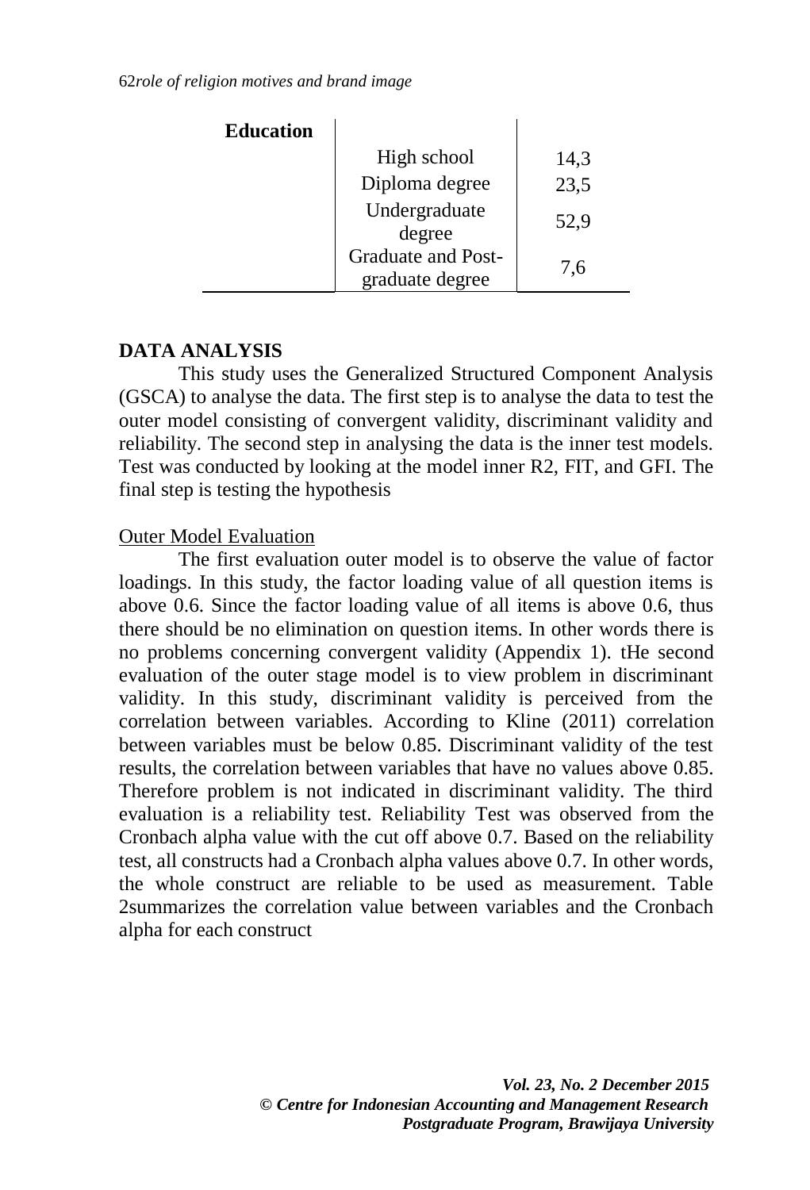| Education | | |
|---|---|---|
| | High school | 14,3 |
| | Diploma degree | 23,5 |
| | Undergraduate degree | 52,9 |
| | Graduate and Post-graduate degree | 7,6 |

## DATA ANALYSIS

This study uses the Generalized Structured Component Analysis (GSCA) to analyse the data. The first step is to analyse the data to test the outer model consisting of convergent validity, discriminant validity and reliability. The second step in analysing the data is the inner test models. Test was conducted by looking at the model inner R2, FIT, and GFI. The final step is testing the hypothesis

### Outer Model Evaluation

The first evaluation outer model is to observe the value of factor loadings. In this study, the factor loading value of all question items is above 0.6. Since the factor loading value of all items is above 0.6, thus there should be no elimination on question items. In other words there is no problems concerning convergent validity (Appendix 1). tHe second evaluation of the outer stage model is to view problem in discriminant validity. In this study, discriminant validity is perceived from the correlation between variables. According to Kline (2011) correlation between variables must be below 0.85. Discriminant validity of the test results, the correlation between variables that have no values above 0.85. Therefore problem is not indicated in discriminant validity. The third evaluation is a reliability test. Reliability Test was observed from the Cronbach alpha value with the cut off above 0.7. Based on the reliability test, all constructs had a Cronbach alpha values above 0.7. In other words, the whole construct are reliable to be used as measurement. Table 2summarizes the correlation value between variables and the Cronbach alpha for each construct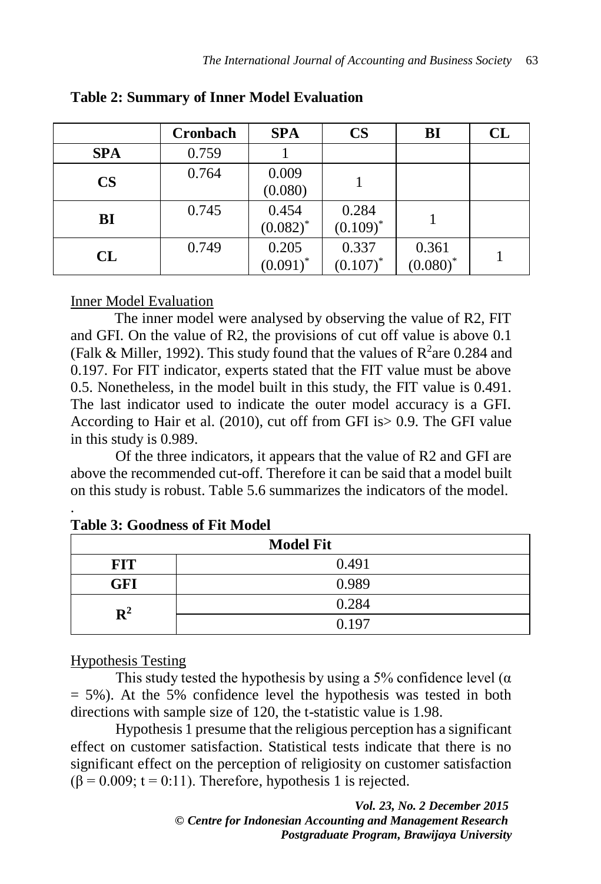**Table 2: Summary of Inner Model Evaluation**

| | Cronbach | SPA | CS | BI | CL |
|---|---|---|---|---|---|
| **SPA** | 0.759 | 1 | | | |
| **CS** | 0.764 | 0.009 (0.080) | 1 | | |
| **BI** | 0.745 | 0.454 $(0.082)^*$ | 0.284 $(0.109)^*$ | 1 | |
| **CL** | 0.749 | 0.205 $(0.091)^*$ | 0.337 $(0.107)^*$ | 0.361 $(0.080)^*$ | 1 |

Inner Model Evaluation

The inner model were analysed by observing the value of R2, FIT and GFI. On the value of R2, the provisions of cut off value is above 0.1 (Falk & Miller, 1992). This study found that the values of $R^2$are 0.284 and 0.197. For FIT indicator, experts stated that the FIT value must be above 0.5. Nonetheless, in the model built in this study, the FIT value is 0.491. The last indicator used to indicate the outer model accuracy is a GFI. According to Hair et al. (2010), cut off from GFI is> 0.9. The GFI value in this study is 0.989.

Of the three indicators, it appears that the value of R2 and GFI are above the recommended cut-off. Therefore it can be said that a model built on this study is robust. Table 5.6 summarizes the indicators of the model.

.

**Table 3: Goodness of Fit Model**

| Model Fit | |
|---|---|
| **FIT** | 0.491 |
| **GFI** | 0.989 |
| $\mathbf{R^2}$ | 0.284 |
| | 0.197 |

Hypothesis Testing

This study tested the hypothesis by using a 5% confidence level ($\alpha = 5\%$). At the 5% confidence level the hypothesis was tested in both directions with sample size of 120, the t-statistic value is 1.98.

Hypothesis 1 presume that the religious perception has a significant effect on customer satisfaction. Statistical tests indicate that there is no significant effect on the perception of religiosity on customer satisfaction ($\beta = 0.009$; t = 0:11). Therefore, hypothesis 1 is rejected.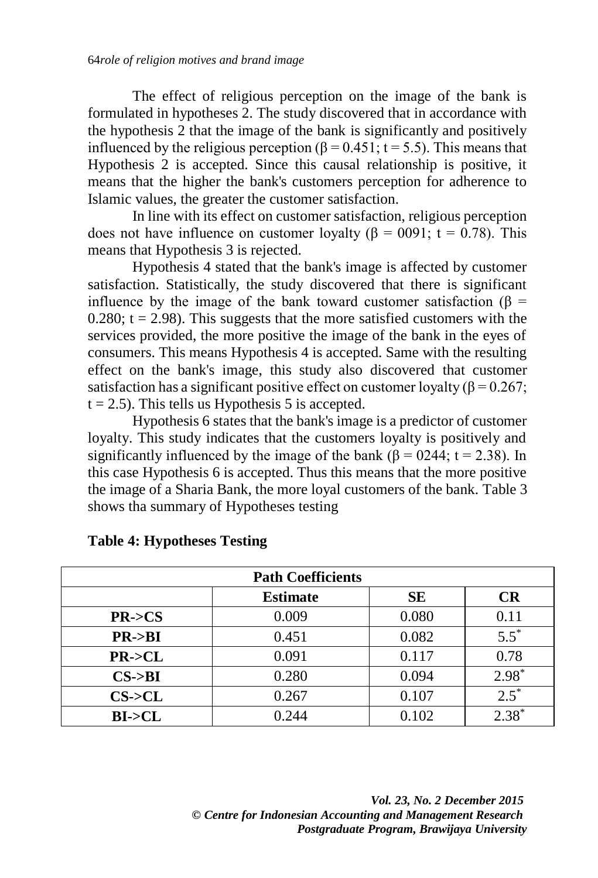The effect of religious perception on the image of the bank is formulated in hypotheses 2. The study discovered that in accordance with the hypothesis 2 that the image of the bank is significantly and positively influenced by the religious perception ($\beta = 0.451$; $t = 5.5$). This means that Hypothesis 2 is accepted. Since this causal relationship is positive, it means that the higher the bank's customers perception for adherence to Islamic values, the greater the customer satisfaction.

In line with its effect on customer satisfaction, religious perception does not have influence on customer loyalty ($\beta = 0091$; $t = 0.78$). This means that Hypothesis 3 is rejected.

Hypothesis 4 stated that the bank's image is affected by customer satisfaction. Statistically, the study discovered that there is significant influence by the image of the bank toward customer satisfaction ($\beta = 0.280$; $t = 2.98$). This suggests that the more satisfied customers with the services provided, the more positive the image of the bank in the eyes of consumers. This means Hypothesis 4 is accepted. Same with the resulting effect on the bank's image, this study also discovered that customer satisfaction has a significant positive effect on customer loyalty ($\beta = 0.267$; $t = 2.5$). This tells us Hypothesis 5 is accepted.

Hypothesis 6 states that the bank's image is a predictor of customer loyalty. This study indicates that the customers loyalty is positively and significantly influenced by the image of the bank ($\beta = 0244$; $t = 2.38$). In this case Hypothesis 6 is accepted. Thus this means that the more positive the image of a Sharia Bank, the more loyal customers of the bank. Table 3 shows tha summary of Hypotheses testing

**Table 4: Hypotheses Testing**

| **Path Coefficients** | | | |
|---|---|---|---|
| | **Estimate** | **SE** | **CR** |
| **PR->CS** | 0.009 | 0.080 | 0.11 |
| **PR->BI** | 0.451 | 0.082 | 5.5* |
| **PR->CL** | 0.091 | 0.117 | 0.78 |
| **CS->BI** | 0.280 | 0.094 | 2.98* |
| **CS->CL** | 0.267 | 0.107 | 2.5* |
| **BI->CL** | 0.244 | 0.102 | 2.38* |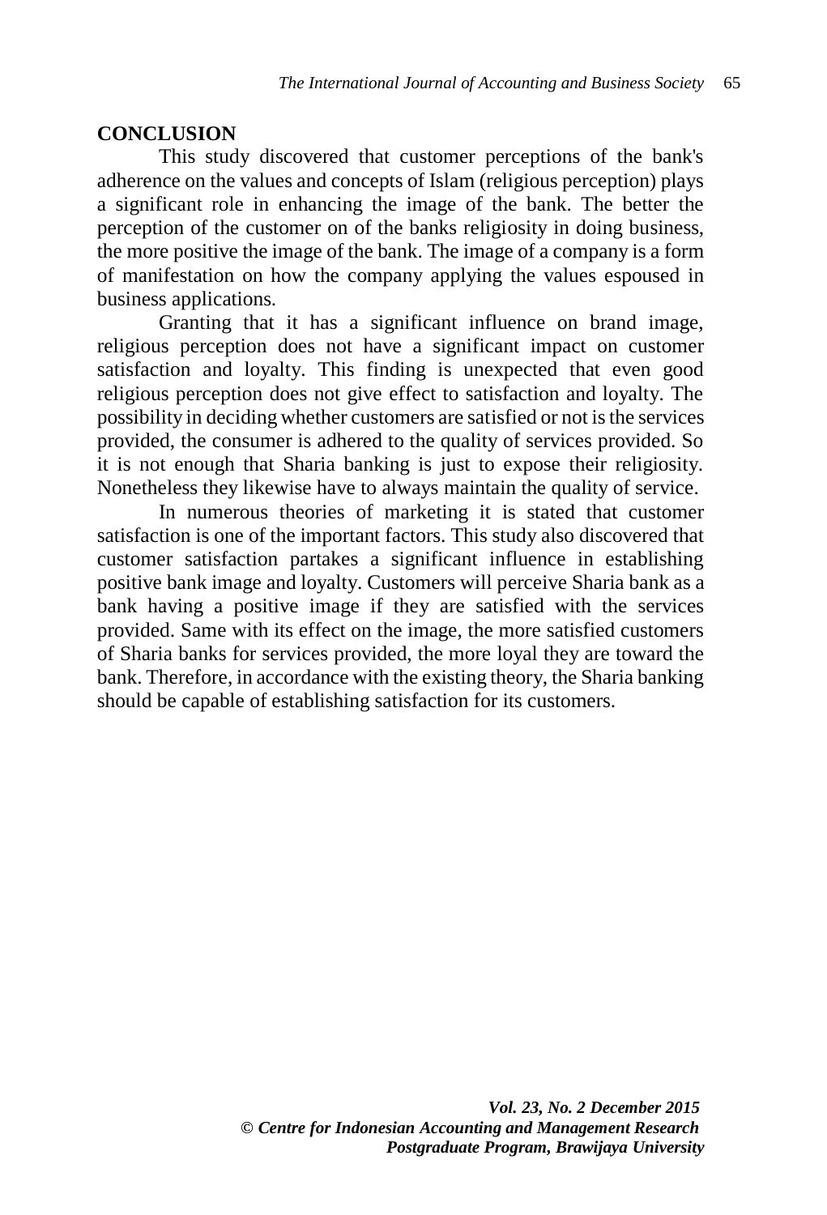## CONCLUSION

This study discovered that customer perceptions of the bank's adherence on the values and concepts of Islam (religious perception) plays a significant role in enhancing the image of the bank. The better the perception of the customer on of the banks religiosity in doing business, the more positive the image of the bank. The image of a company is a form of manifestation on how the company applying the values espoused in business applications.

Granting that it has a significant influence on brand image, religious perception does not have a significant impact on customer satisfaction and loyalty. This finding is unexpected that even good religious perception does not give effect to satisfaction and loyalty. The possibility in deciding whether customers are satisfied or not is the services provided, the consumer is adhered to the quality of services provided. So it is not enough that Sharia banking is just to expose their religiosity. Nonetheless they likewise have to always maintain the quality of service.

In numerous theories of marketing it is stated that customer satisfaction is one of the important factors. This study also discovered that customer satisfaction partakes a significant influence in establishing positive bank image and loyalty. Customers will perceive Sharia bank as a bank having a positive image if they are satisfied with the services provided. Same with its effect on the image, the more satisfied customers of Sharia banks for services provided, the more loyal they are toward the bank. Therefore, in accordance with the existing theory, the Sharia banking should be capable of establishing satisfaction for its customers.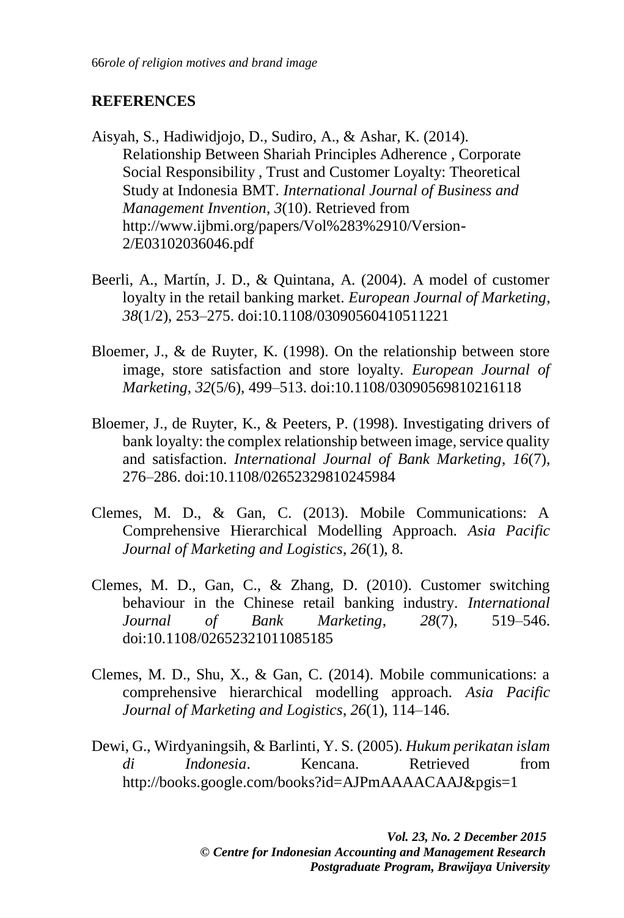## REFERENCES

Aisyah, S., Hadiwidjojo, D., Sudiro, A., & Ashar, K. (2014). Relationship Between Shariah Principles Adherence , Corporate Social Responsibility , Trust and Customer Loyalty: Theoretical Study at Indonesia BMT. *International Journal of Business and Management Invention*, *3*(10). Retrieved from http://www.ijbmi.org/papers/Vol%283%2910/Version-2/E03102036046.pdf

Beerli, A., Martín, J. D., & Quintana, A. (2004). A model of customer loyalty in the retail banking market. *European Journal of Marketing*, *38*(1/2), 253–275. doi:10.1108/03090560410511221

Bloemer, J., & de Ruyter, K. (1998). On the relationship between store image, store satisfaction and store loyalty. *European Journal of Marketing*, *32*(5/6), 499–513. doi:10.1108/03090569810216118

Bloemer, J., de Ruyter, K., & Peeters, P. (1998). Investigating drivers of bank loyalty: the complex relationship between image, service quality and satisfaction. *International Journal of Bank Marketing*, *16*(7), 276–286. doi:10.1108/02652329810245984

Clemes, M. D., & Gan, C. (2013). Mobile Communications: A Comprehensive Hierarchical Modelling Approach. *Asia Pacific Journal of Marketing and Logistics*, *26*(1), 8.

Clemes, M. D., Gan, C., & Zhang, D. (2010). Customer switching behaviour in the Chinese retail banking industry. *International Journal of Bank Marketing*, *28*(7), 519–546. doi:10.1108/02652321011085185

Clemes, M. D., Shu, X., & Gan, C. (2014). Mobile communications: a comprehensive hierarchical modelling approach. *Asia Pacific Journal of Marketing and Logistics*, *26*(1), 114–146.

Dewi, G., Wirdyaningsih, & Barlinti, Y. S. (2005). *Hukum perikatan islam di Indonesia*. Kencana. Retrieved from http://books.google.com/books?id=AJPmAAAACAAJ&pgis=1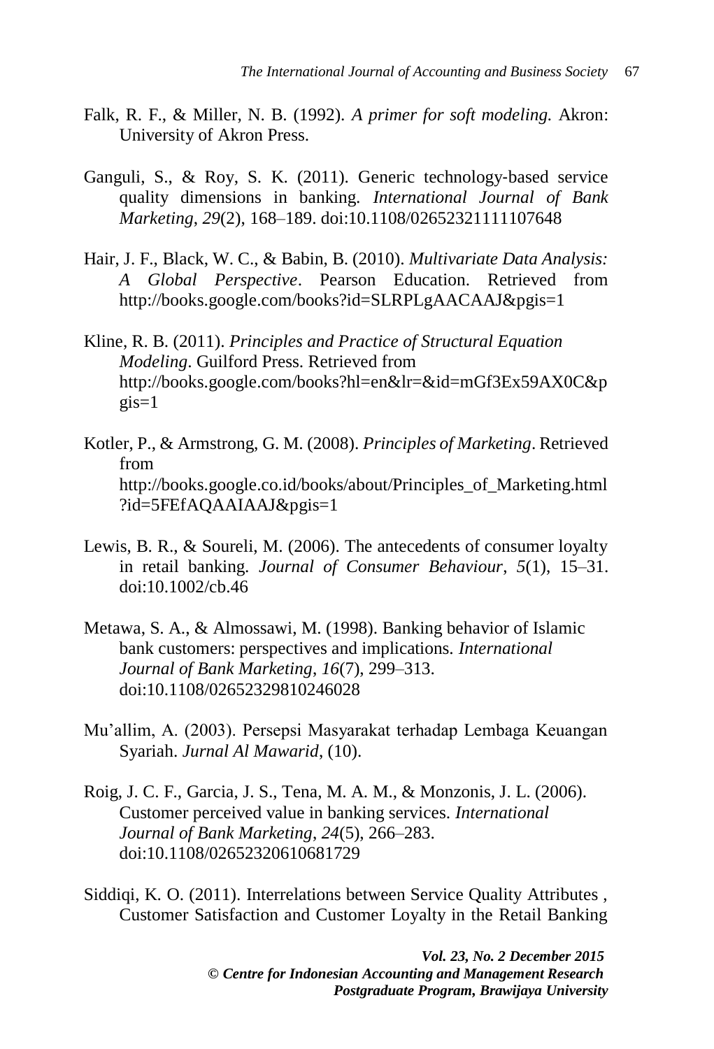Falk, R. F., & Miller, N. B. (1992). *A primer for soft modeling.* Akron: University of Akron Press.

Ganguli, S., & Roy, S. K. (2011). Generic technology-based service quality dimensions in banking. *International Journal of Bank Marketing*, *29*(2), 168–189. doi:10.1108/02652321111107648

Hair, J. F., Black, W. C., & Babin, B. (2010). *Multivariate Data Analysis: A Global Perspective*. Pearson Education. Retrieved from http://books.google.com/books?id=SLRPLgAACAAJ&pgis=1

Kline, R. B. (2011). *Principles and Practice of Structural Equation Modeling*. Guilford Press. Retrieved from http://books.google.com/books?hl=en&lr=&id=mGf3Ex59AX0C&pgis=1

Kotler, P., & Armstrong, G. M. (2008). *Principles of Marketing*. Retrieved from http://books.google.co.id/books/about/Principles_of_Marketing.html?id=5FEfAQAAIAAJ&pgis=1

Lewis, B. R., & Soureli, M. (2006). The antecedents of consumer loyalty in retail banking. *Journal of Consumer Behaviour*, *5*(1), 15–31. doi:10.1002/cb.46

Metawa, S. A., & Almossawi, M. (1998). Banking behavior of Islamic bank customers: perspectives and implications. *International Journal of Bank Marketing*, *16*(7), 299–313. doi:10.1108/02652329810246028

Mu'allim, A. (2003). Persepsi Masyarakat terhadap Lembaga Keuangan Syariah. *Jurnal Al Mawarid*, (10).

Roig, J. C. F., Garcia, J. S., Tena, M. A. M., & Monzonis, J. L. (2006). Customer perceived value in banking services. *International Journal of Bank Marketing*, *24*(5), 266–283. doi:10.1108/02652320610681729

Siddiqi, K. O. (2011). Interrelations between Service Quality Attributes , Customer Satisfaction and Customer Loyalty in the Retail Banking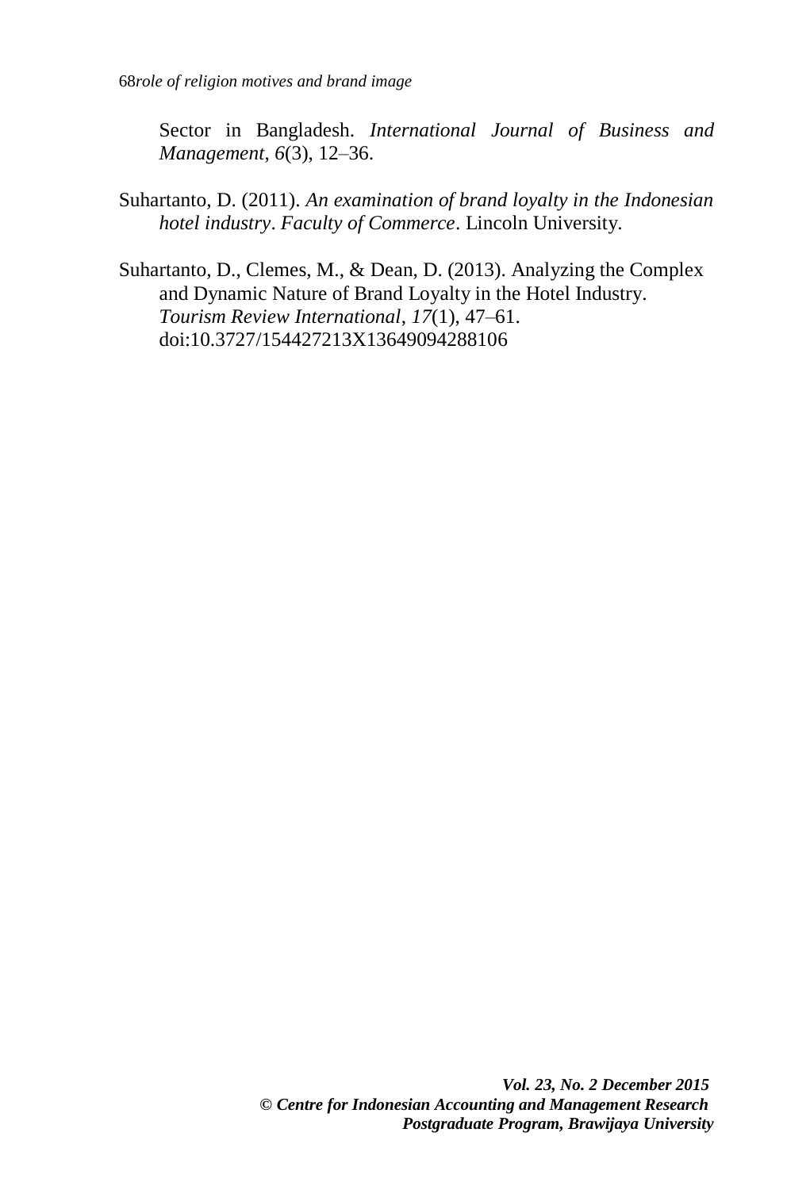Sector in Bangladesh. *International Journal of Business and Management*, *6*(3), 12–36.

Suhartanto, D. (2011). *An examination of brand loyalty in the Indonesian hotel industry*. *Faculty of Commerce*. Lincoln University.

Suhartanto, D., Clemes, M., & Dean, D. (2013). Analyzing the Complex and Dynamic Nature of Brand Loyalty in the Hotel Industry. *Tourism Review International*, *17*(1), 47–61. doi:10.3727/154427213X13649094288106